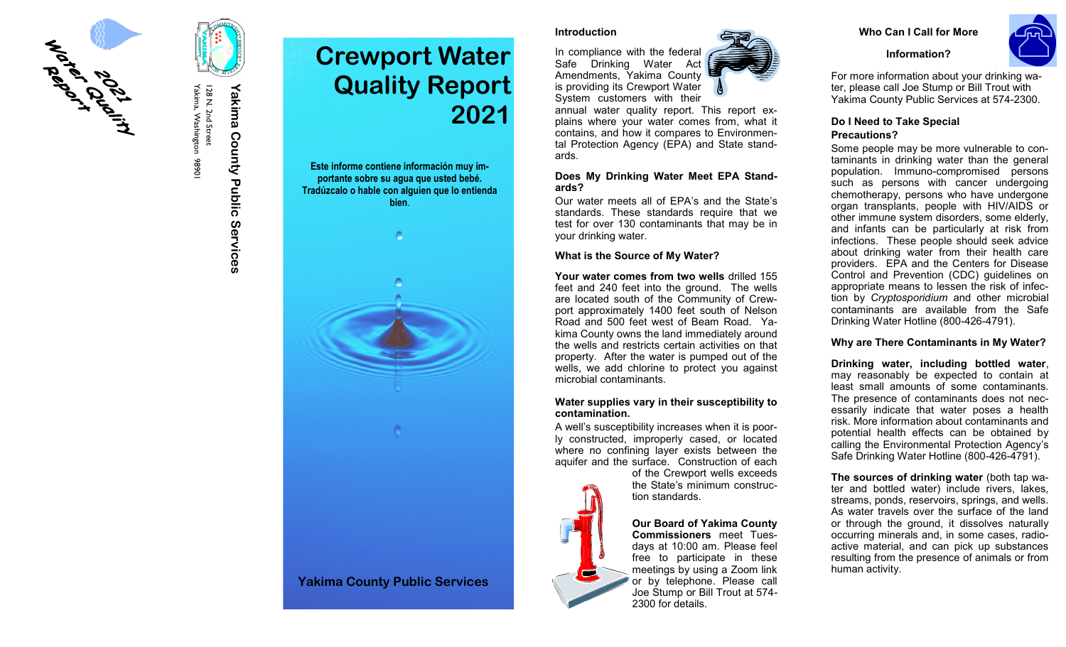2021 Water Quality Report

**Yakima County Public Services**

128 N. 2nd Street
Yakima, Washington 98901

# Crewport Water Quality Report 2021

**Este informe contiene información muy importante sobre su agua que usted bebé. Tradúzcalo o hable con alguien que lo entienda bien.**

**Yakima County Public Services**

### Introduction

In compliance with the federal Safe Drinking Water Act Amendments, Yakima County is providing its Crewport Water System customers with their annual water quality report. This report explains where your water comes from, what it contains, and how it compares to Environmental Protection Agency (EPA) and State standards.

### Does My Drinking Water Meet EPA Standards?

Our water meets all of EPA's and the State's standards. These standards require that we test for over 130 contaminants that may be in your drinking water.

### What is the Source of My Water?

**Your water comes from two wells** drilled 155 feet and 240 feet into the ground. The wells are located south of the Community of Crewport approximately 1400 feet south of Nelson Road and 500 feet west of Beam Road. Yakima County owns the land immediately around the wells and restricts certain activities on that property. After the water is pumped out of the wells, we add chlorine to protect you against microbial contaminants.

### Water supplies vary in their susceptibility to contamination.

A well's susceptibility increases when it is poorly constructed, improperly cased, or located where no confining layer exists between the aquifer and the surface. Construction of each of the Crewport wells exceeds the State's minimum construction standards.

**Our Board of Yakima County Commissioners** meet Tuesdays at 10:00 am. Please feel free to participate in these meetings by using a Zoom link or by telephone. Please call Joe Stump or Bill Trout at 574-2300 for details.

### Who Can I Call for More Information?

For more information about your drinking water, please call Joe Stump or Bill Trout with Yakima County Public Services at 574-2300.

### Do I Need to Take Special Precautions?

Some people may be more vulnerable to contaminants in drinking water than the general population. Immuno-compromised persons such as persons with cancer undergoing chemotherapy, persons who have undergone organ transplants, people with HIV/AIDS or other immune system disorders, some elderly, and infants can be particularly at risk from infections. These people should seek advice about drinking water from their health care providers. EPA and the Centers for Disease Control and Prevention (CDC) guidelines on appropriate means to lessen the risk of infection by *Cryptosporidium* and other microbial contaminants are available from the Safe Drinking Water Hotline (800-426-4791).

### Why are There Contaminants in My Water?

**Drinking water, including bottled water**, may reasonably be expected to contain at least small amounts of some contaminants. The presence of contaminants does not necessarily indicate that water poses a health risk. More information about contaminants and potential health effects can be obtained by calling the Environmental Protection Agency's Safe Drinking Water Hotline (800-426-4791).

**The sources of drinking water** (both tap water and bottled water) include rivers, lakes, streams, ponds, reservoirs, springs, and wells. As water travels over the surface of the land or through the ground, it dissolves naturally occurring minerals and, in some cases, radioactive material, and can pick up substances resulting from the presence of animals or from human activity.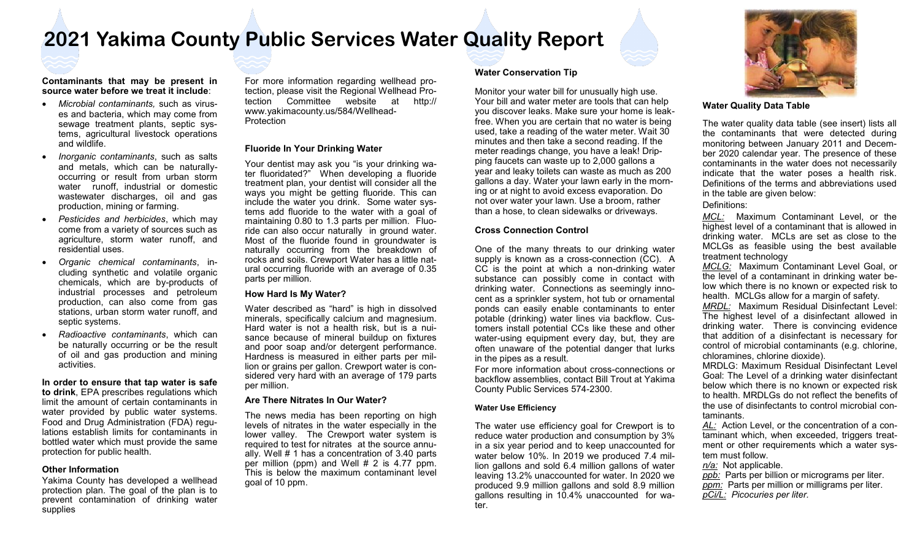# 2021 Yakima County Public Services Water Quality Report

**Contaminants that may be present in source water before we treat it include**:

- *Microbial contaminants,* such as viruses and bacteria, which may come from sewage treatment plants, septic systems, agricultural livestock operations and wildlife.
- *Inorganic contaminants*, such as salts and metals, which can be naturally-occurring or result from urban storm water runoff, industrial or domestic wastewater discharges, oil and gas production, mining or farming.
- *Pesticides and herbicides*, which may come from a variety of sources such as agriculture, storm water runoff, and residential uses.
- *Organic chemical contaminants*, including synthetic and volatile organic chemicals, which are by-products of industrial processes and petroleum production, can also come from gas stations, urban storm water runoff, and septic systems.
- *Radioactive contaminants*, which can be naturally occurring or be the result of oil and gas production and mining activities.

**In order to ensure that tap water is safe to drink**, EPA prescribes regulations which limit the amount of certain contaminants in water provided by public water systems. Food and Drug Administration (FDA) regulations establish limits for contaminants in bottled water which must provide the same protection for public health.

### Other Information

Yakima County has developed a wellhead protection plan. The goal of the plan is to prevent contamination of drinking water supplies

For more information regarding wellhead protection, please visit the Regional Wellhead Protection Committee website at http://www.yakimacounty.us/584/Wellhead-Protection

### Fluoride In Your Drinking Water

Your dentist may ask you "is your drinking water fluoridated?" When developing a fluoride treatment plan, your dentist will consider all the ways you might be getting fluoride. This can include the water you drink. Some water systems add fluoride to the water with a goal of maintaining 0.80 to 1.3 parts per million. Fluoride can also occur naturally in ground water. Most of the fluoride found in groundwater is naturally occurring from the breakdown of rocks and soils. Crewport Water has a little natural occurring fluoride with an average of 0.35 parts per million.

### How Hard Is My Water?

Water described as "hard" is high in dissolved minerals, specifically calcium and magnesium. Hard water is not a health risk, but is a nuisance because of mineral buildup on fixtures and poor soap and/or detergent performance. Hardness is measured in either parts per million or grains per gallon. Crewport water is considered very hard with an average of 179 parts per million.

### Are There Nitrates In Our Water?

The news media has been reporting on high levels of nitrates in the water especially in the lower valley. The Crewport water system is required to test for nitrates at the source annually. Well # 1 has a concentration of 3.40 parts per million (ppm) and Well # 2 is 4.77 ppm. This is below the maximum contaminant level goal of 10 ppm.

### Water Conservation Tip

Monitor your water bill for unusually high use. Your bill and water meter are tools that can help you discover leaks. Make sure your home is leak-free. When you are certain that no water is being used, take a reading of the water meter. Wait 30 minutes and then take a second reading. If the meter readings change, you have a leak! Dripping faucets can waste up to 2,000 gallons a year and leaky toilets can waste as much as 200 gallons a day. Water your lawn early in the morning or at night to avoid excess evaporation. Do not over water your lawn. Use a broom, rather than a hose, to clean sidewalks or driveways.

### Cross Connection Control

One of the many threats to our drinking water supply is known as a cross-connection (CC). A CC is the point at which a non-drinking water substance can possibly come in contact with drinking water. Connections as seemingly innocent as a sprinkler system, hot tub or ornamental ponds can easily enable contaminants to enter potable (drinking) water lines via backflow. Customers install potential CCs like these and other water-using equipment every day, but, they are often unaware of the potential danger that lurks in the pipes as a result.

For more information about cross-connections or backflow assemblies, contact Bill Trout at Yakima County Public Services 574-2300.

#### Water Use Efficiency

The water use efficiency goal for Crewport is to reduce water production and consumption by 3% in a six year period and to keep unaccounted for water below 10%. In 2019 we produced 7.4 million gallons and sold 6.4 million gallons of water leaving 13.2% unaccounted for water. In 2020 we produced 9.9 million gallons and sold 8.9 million gallons resulting in 10.4% unaccounted for water.

### Water Quality Data Table

The water quality data table (see insert) lists all the contaminants that were detected during monitoring between January 2011 and December 2020 calendar year. The presence of these contaminants in the water does not necessarily indicate that the water poses a health risk. Definitions of the terms and abbreviations used in the table are given below:

Definitions:

*MCL:* Maximum Contaminant Level, or the highest level of a contaminant that is allowed in drinking water. MCLs are set as close to the MCLGs as feasible using the best available treatment technology

*MCLG:* Maximum Contaminant Level Goal, or the level of a contaminant in drinking water below which there is no known or expected risk to health. MCLGs allow for a margin of safety.

*MRDL:* Maximum Residual Disinfectant Level: The highest level of a disinfectant allowed in drinking water. There is convincing evidence that addition of a disinfectant is necessary for control of microbial contaminants (e.g. chlorine, chloramines, chlorine dioxide).

MRDLG: Maximum Residual Disinfectant Level Goal: The Level of a drinking water disinfectant below which there is no known or expected risk to health. MRDLGs do not reflect the benefits of the use of disinfectants to control microbial contaminants.

*AL:* Action Level, or the concentration of a contaminant which, when exceeded, triggers treatment or other requirements which a water system must follow.

*n/a:* Not applicable.

*ppb:* Parts per billion or micrograms per liter.

*ppm:* Parts per million or milligrams per liter.

*pCi/L: Picocuries per liter.*